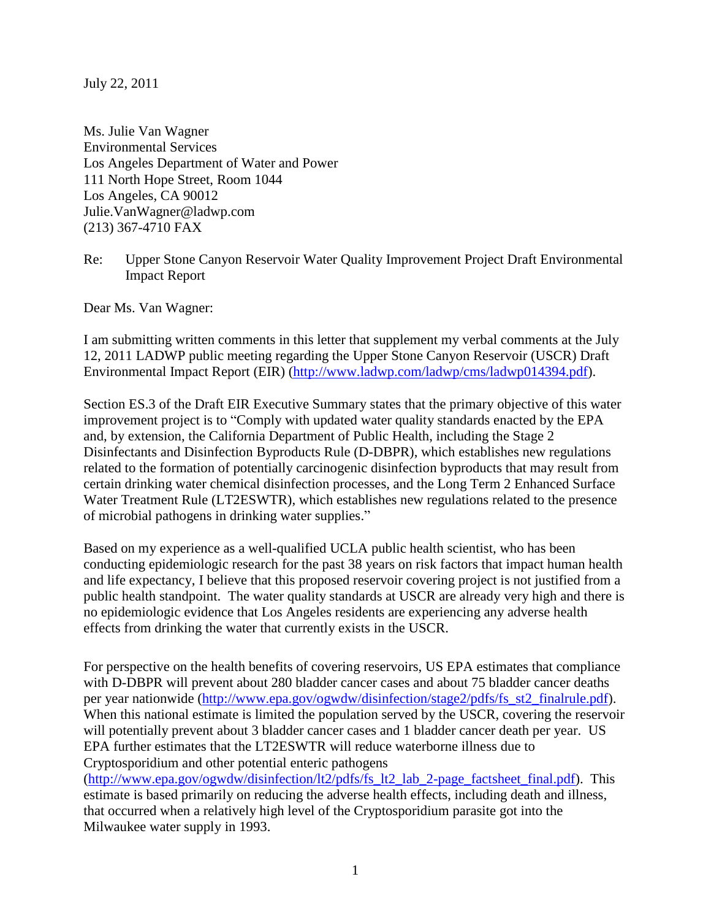July 22, 2011

Ms. Julie Van Wagner
Environmental Services
Los Angeles Department of Water and Power
111 North Hope Street, Room 1044
Los Angeles, CA 90012
Julie.VanWagner@ladwp.com
(213) 367-4710 FAX

Re: Upper Stone Canyon Reservoir Water Quality Improvement Project Draft Environmental Impact Report

Dear Ms. Van Wagner:

I am submitting written comments in this letter that supplement my verbal comments at the July 12, 2011 LADWP public meeting regarding the Upper Stone Canyon Reservoir (USCR) Draft Environmental Impact Report (EIR) (http://www.ladwp.com/ladwp/cms/ladwp014394.pdf).

Section ES.3 of the Draft EIR Executive Summary states that the primary objective of this water improvement project is to "Comply with updated water quality standards enacted by the EPA and, by extension, the California Department of Public Health, including the Stage 2 Disinfectants and Disinfection Byproducts Rule (D-DBPR), which establishes new regulations related to the formation of potentially carcinogenic disinfection byproducts that may result from certain drinking water chemical disinfection processes, and the Long Term 2 Enhanced Surface Water Treatment Rule (LT2ESWTR), which establishes new regulations related to the presence of microbial pathogens in drinking water supplies."

Based on my experience as a well-qualified UCLA public health scientist, who has been conducting epidemiologic research for the past 38 years on risk factors that impact human health and life expectancy, I believe that this proposed reservoir covering project is not justified from a public health standpoint. The water quality standards at USCR are already very high and there is no epidemiologic evidence that Los Angeles residents are experiencing any adverse health effects from drinking the water that currently exists in the USCR.

For perspective on the health benefits of covering reservoirs, US EPA estimates that compliance with D-DBPR will prevent about 280 bladder cancer cases and about 75 bladder cancer deaths per year nationwide (http://www.epa.gov/ogwdw/disinfection/stage2/pdfs/fs_st2_finalrule.pdf). When this national estimate is limited the population served by the USCR, covering the reservoir will potentially prevent about 3 bladder cancer cases and 1 bladder cancer death per year. US EPA further estimates that the LT2ESWTR will reduce waterborne illness due to Cryptosporidium and other potential enteric pathogens (http://www.epa.gov/ogwdw/disinfection/lt2/pdfs/fs_lt2_lab_2-page_factsheet_final.pdf). This estimate is based primarily on reducing the adverse health effects, including death and illness, that occurred when a relatively high level of the Cryptosporidium parasite got into the Milwaukee water supply in 1993.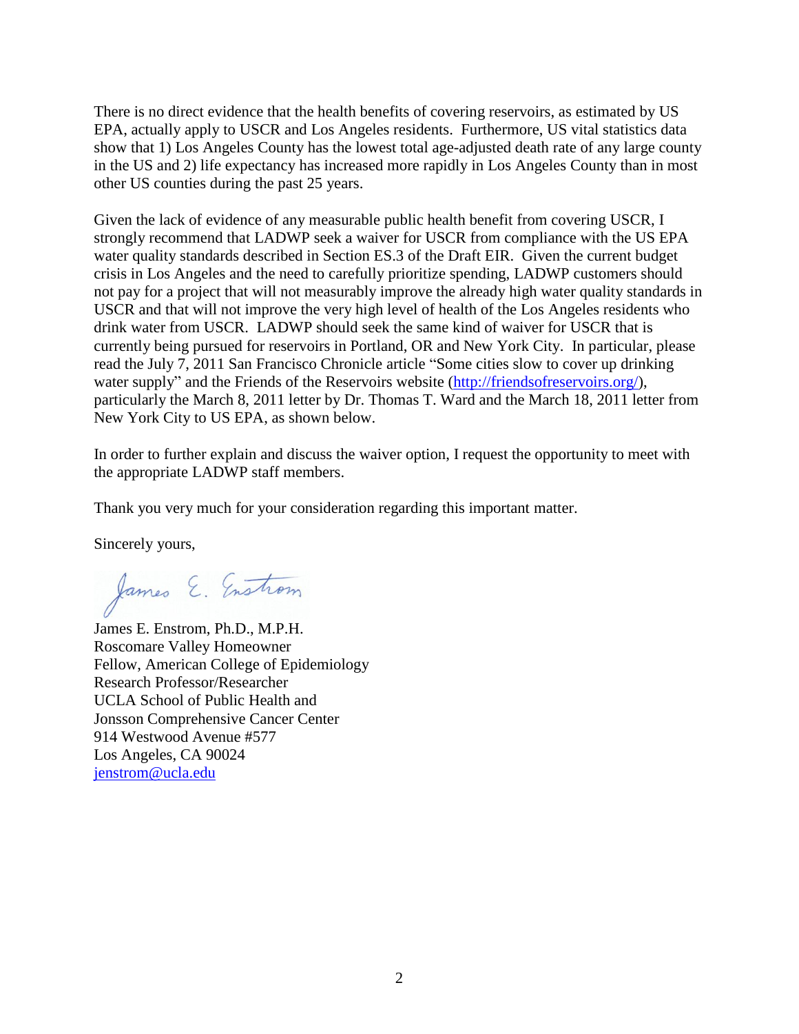There is no direct evidence that the health benefits of covering reservoirs, as estimated by US EPA, actually apply to USCR and Los Angeles residents. Furthermore, US vital statistics data show that 1) Los Angeles County has the lowest total age-adjusted death rate of any large county in the US and 2) life expectancy has increased more rapidly in Los Angeles County than in most other US counties during the past 25 years.

Given the lack of evidence of any measurable public health benefit from covering USCR, I strongly recommend that LADWP seek a waiver for USCR from compliance with the US EPA water quality standards described in Section ES.3 of the Draft EIR. Given the current budget crisis in Los Angeles and the need to carefully prioritize spending, LADWP customers should not pay for a project that will not measurably improve the already high water quality standards in USCR and that will not improve the very high level of health of the Los Angeles residents who drink water from USCR. LADWP should seek the same kind of waiver for USCR that is currently being pursued for reservoirs in Portland, OR and New York City. In particular, please read the July 7, 2011 San Francisco Chronicle article "Some cities slow to cover up drinking water supply" and the Friends of the Reservoirs website (http://friendsofreservoirs.org/), particularly the March 8, 2011 letter by Dr. Thomas T. Ward and the March 18, 2011 letter from New York City to US EPA, as shown below.

In order to further explain and discuss the waiver option, I request the opportunity to meet with the appropriate LADWP staff members.

Thank you very much for your consideration regarding this important matter.

Sincerely yours,

James E. Enstrom

James E. Enstrom, Ph.D., M.P.H.  
Roscomare Valley Homeowner  
Fellow, American College of Epidemiology  
Research Professor/Researcher  
UCLA School of Public Health and  
Jonsson Comprehensive Cancer Center  
914 Westwood Avenue #577  
Los Angeles, CA 90024  
jenstrom@ucla.edu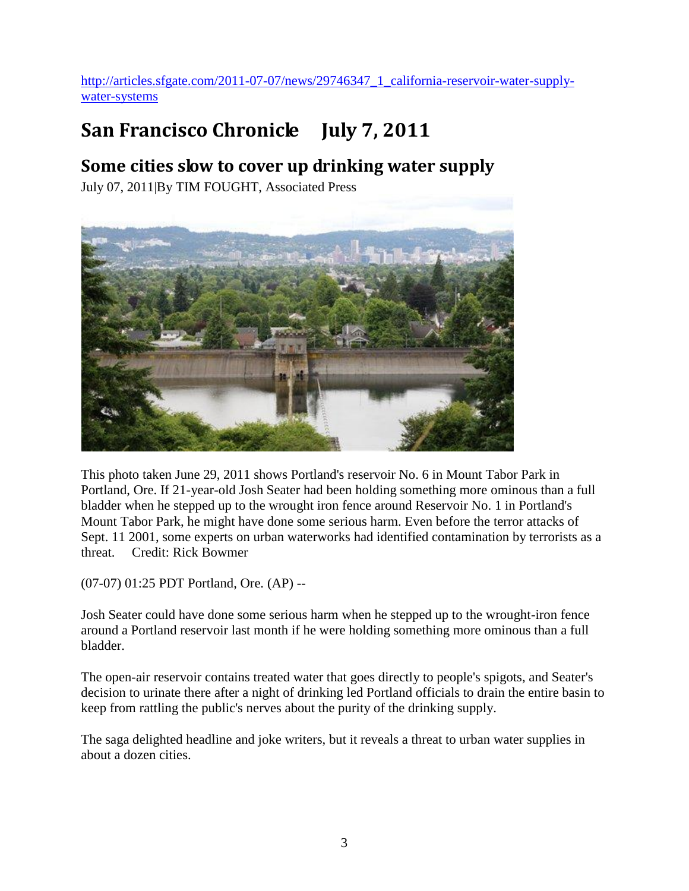http://articles.sfgate.com/2011-07-07/news/29746347_1_california-reservoir-water-supply-water-systems

# San Francisco Chronicle July 7, 2011

## Some cities slow to cover up drinking water supply

July 07, 2011|By TIM FOUGHT, Associated Press

This photo taken June 29, 2011 shows Portland's reservoir No. 6 in Mount Tabor Park in Portland, Ore. If 21-year-old Josh Seater had been holding something more ominous than a full bladder when he stepped up to the wrought iron fence around Reservoir No. 1 in Portland's Mount Tabor Park, he might have done some serious harm. Even before the terror attacks of Sept. 11 2001, some experts on urban waterworks had identified contamination by terrorists as a threat. Credit: Rick Bowmer

(07-07) 01:25 PDT Portland, Ore. (AP) --

Josh Seater could have done some serious harm when he stepped up to the wrought-iron fence around a Portland reservoir last month if he were holding something more ominous than a full bladder.

The open-air reservoir contains treated water that goes directly to people's spigots, and Seater's decision to urinate there after a night of drinking led Portland officials to drain the entire basin to keep from rattling the public's nerves about the purity of the drinking supply.

The saga delighted headline and joke writers, but it reveals a threat to urban water supplies in about a dozen cities.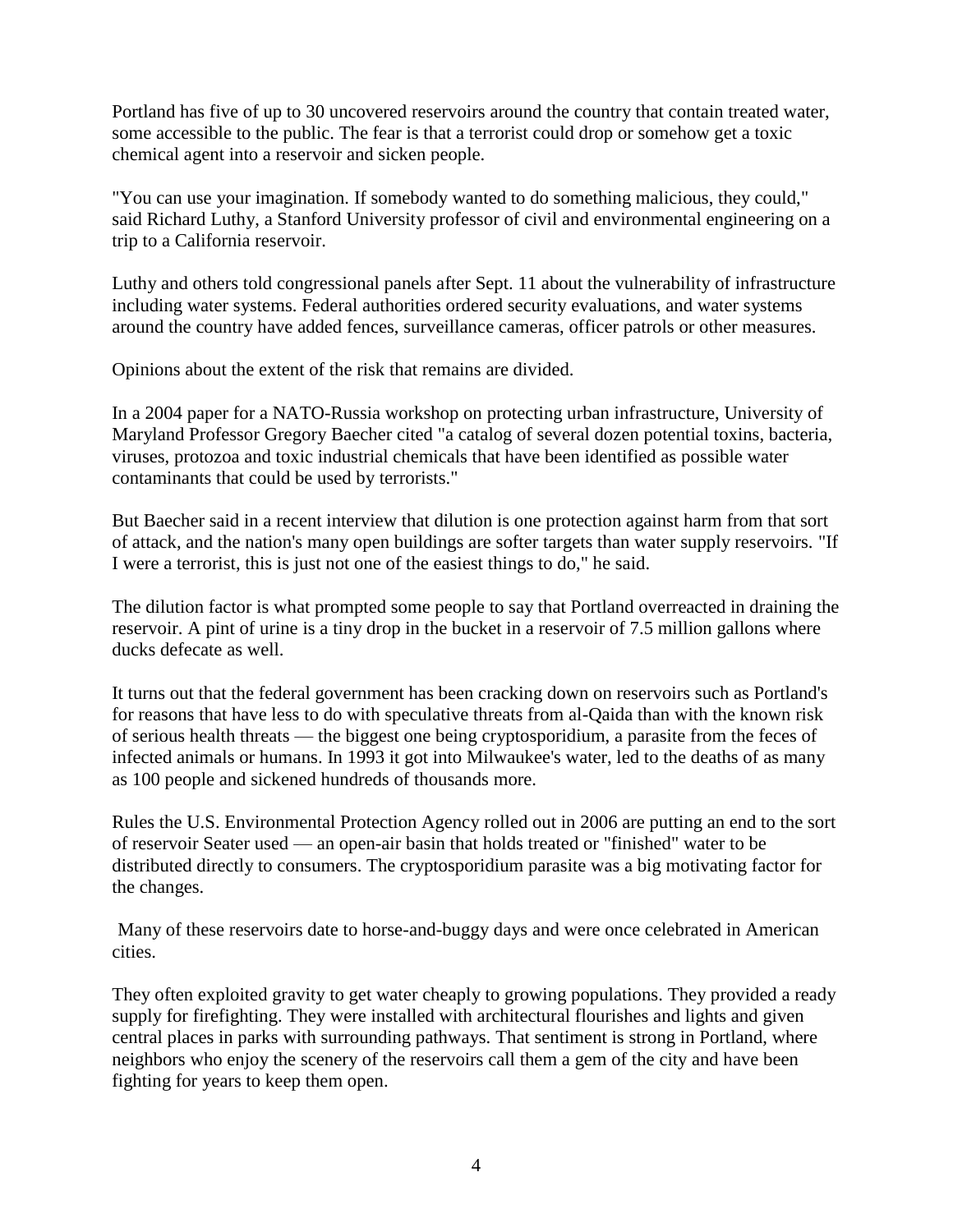Portland has five of up to 30 uncovered reservoirs around the country that contain treated water, some accessible to the public. The fear is that a terrorist could drop or somehow get a toxic chemical agent into a reservoir and sicken people.

"You can use your imagination. If somebody wanted to do something malicious, they could," said Richard Luthy, a Stanford University professor of civil and environmental engineering on a trip to a California reservoir.

Luthy and others told congressional panels after Sept. 11 about the vulnerability of infrastructure including water systems. Federal authorities ordered security evaluations, and water systems around the country have added fences, surveillance cameras, officer patrols or other measures.

Opinions about the extent of the risk that remains are divided.

In a 2004 paper for a NATO-Russia workshop on protecting urban infrastructure, University of Maryland Professor Gregory Baecher cited "a catalog of several dozen potential toxins, bacteria, viruses, protozoa and toxic industrial chemicals that have been identified as possible water contaminants that could be used by terrorists."

But Baecher said in a recent interview that dilution is one protection against harm from that sort of attack, and the nation's many open buildings are softer targets than water supply reservoirs. "If I were a terrorist, this is just not one of the easiest things to do," he said.

The dilution factor is what prompted some people to say that Portland overreacted in draining the reservoir. A pint of urine is a tiny drop in the bucket in a reservoir of 7.5 million gallons where ducks defecate as well.

It turns out that the federal government has been cracking down on reservoirs such as Portland's for reasons that have less to do with speculative threats from al-Qaida than with the known risk of serious health threats — the biggest one being cryptosporidium, a parasite from the feces of infected animals or humans. In 1993 it got into Milwaukee's water, led to the deaths of as many as 100 people and sickened hundreds of thousands more.

Rules the U.S. Environmental Protection Agency rolled out in 2006 are putting an end to the sort of reservoir Seater used — an open-air basin that holds treated or "finished" water to be distributed directly to consumers. The cryptosporidium parasite was a big motivating factor for the changes.

Many of these reservoirs date to horse-and-buggy days and were once celebrated in American cities.

They often exploited gravity to get water cheaply to growing populations. They provided a ready supply for firefighting. They were installed with architectural flourishes and lights and given central places in parks with surrounding pathways. That sentiment is strong in Portland, where neighbors who enjoy the scenery of the reservoirs call them a gem of the city and have been fighting for years to keep them open.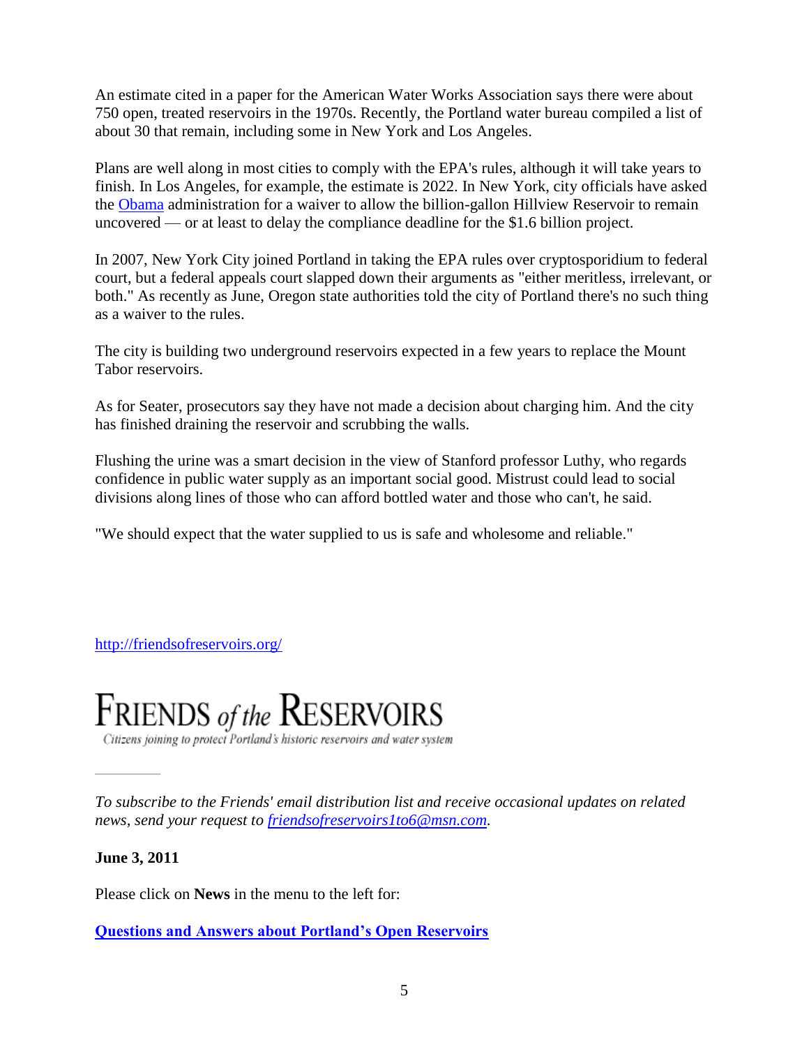An estimate cited in a paper for the American Water Works Association says there were about 750 open, treated reservoirs in the 1970s. Recently, the Portland water bureau compiled a list of about 30 that remain, including some in New York and Los Angeles.

Plans are well along in most cities to comply with the EPA's rules, although it will take years to finish. In Los Angeles, for example, the estimate is 2022. In New York, city officials have asked the Obama administration for a waiver to allow the billion-gallon Hillview Reservoir to remain uncovered — or at least to delay the compliance deadline for the $1.6 billion project.

In 2007, New York City joined Portland in taking the EPA rules over cryptosporidium to federal court, but a federal appeals court slapped down their arguments as "either meritless, irrelevant, or both." As recently as June, Oregon state authorities told the city of Portland there's no such thing as a waiver to the rules.

The city is building two underground reservoirs expected in a few years to replace the Mount Tabor reservoirs.

As for Seater, prosecutors say they have not made a decision about charging him. And the city has finished draining the reservoir and scrubbing the walls.

Flushing the urine was a smart decision in the view of Stanford professor Luthy, who regards confidence in public water supply as an important social good. Mistrust could lead to social divisions along lines of those who can afford bottled water and those who can't, he said.

"We should expect that the water supplied to us is safe and wholesome and reliable."

http://friendsofreservoirs.org/

# FRIENDS of the RESERVOIRS

*Citizens joining to protect Portland's historic reservoirs and water system*

---

*To subscribe to the Friends' email distribution list and receive occasional updates on related news, send your request to friendsofreservoirs1to6@msn.com.*

**June 3, 2011**

Please click on **News** in the menu to the left for:

**Questions and Answers about Portland's Open Reservoirs**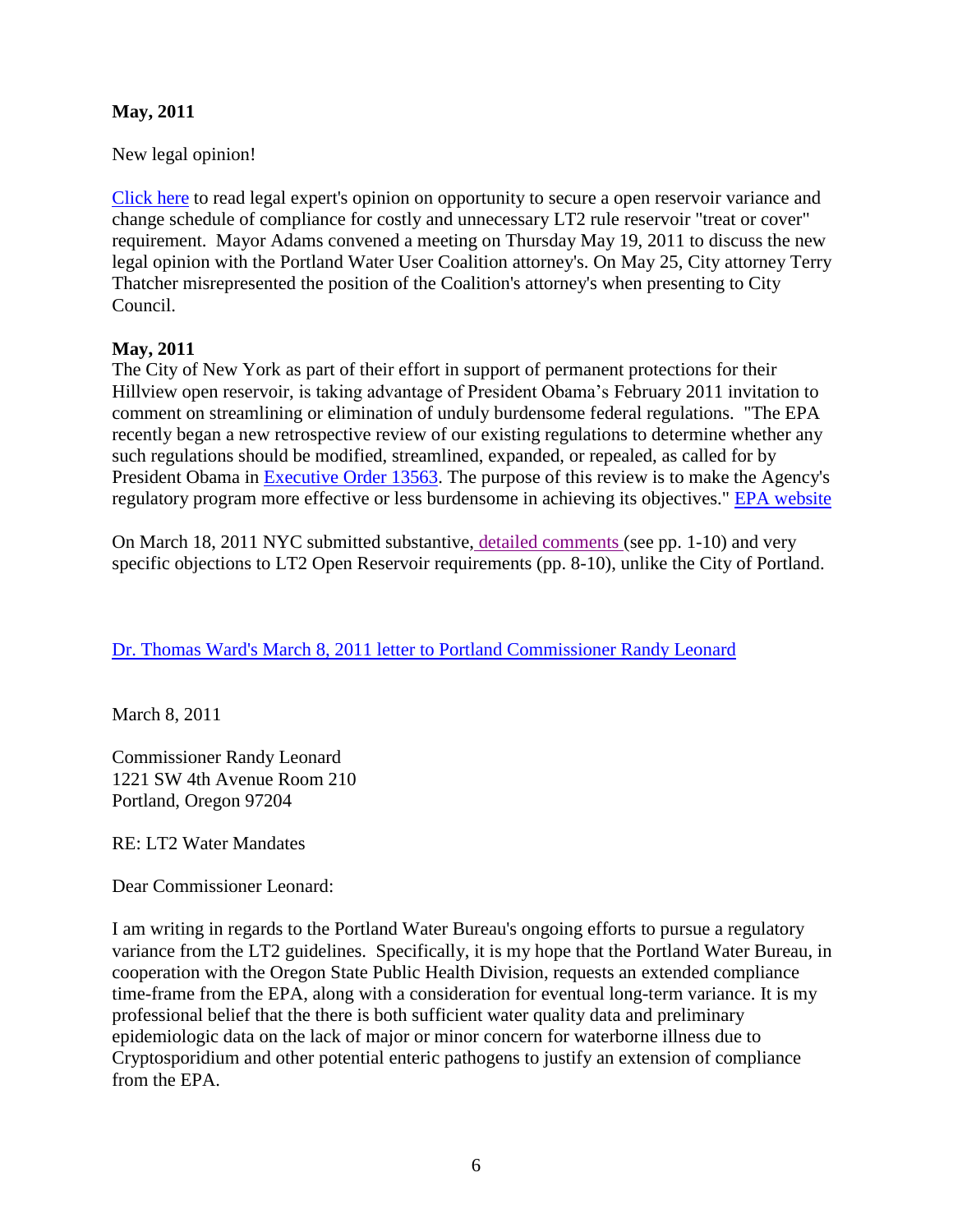**May, 2011**

New legal opinion!

Click here to read legal expert's opinion on opportunity to secure a open reservoir variance and change schedule of compliance for costly and unnecessary LT2 rule reservoir "treat or cover" requirement. Mayor Adams convened a meeting on Thursday May 19, 2011 to discuss the new legal opinion with the Portland Water User Coalition attorney's. On May 25, City attorney Terry Thatcher misrepresented the position of the Coalition's attorney's when presenting to City Council.

**May, 2011**

The City of New York as part of their effort in support of permanent protections for their Hillview open reservoir, is taking advantage of President Obama's February 2011 invitation to comment on streamlining or elimination of unduly burdensome federal regulations. "The EPA recently began a new retrospective review of our existing regulations to determine whether any such regulations should be modified, streamlined, expanded, or repealed, as called for by President Obama in Executive Order 13563. The purpose of this review is to make the Agency's regulatory program more effective or less burdensome in achieving its objectives." EPA website

On March 18, 2011 NYC submitted substantive, detailed comments (see pp. 1-10) and very specific objections to LT2 Open Reservoir requirements (pp. 8-10), unlike the City of Portland.

Dr. Thomas Ward's March 8, 2011 letter to Portland Commissioner Randy Leonard

March 8, 2011

Commissioner Randy Leonard
1221 SW 4th Avenue Room 210
Portland, Oregon 97204

RE: LT2 Water Mandates

Dear Commissioner Leonard:

I am writing in regards to the Portland Water Bureau's ongoing efforts to pursue a regulatory variance from the LT2 guidelines. Specifically, it is my hope that the Portland Water Bureau, in cooperation with the Oregon State Public Health Division, requests an extended compliance time-frame from the EPA, along with a consideration for eventual long-term variance. It is my professional belief that the there is both sufficient water quality data and preliminary epidemiologic data on the lack of major or minor concern for waterborne illness due to Cryptosporidium and other potential enteric pathogens to justify an extension of compliance from the EPA.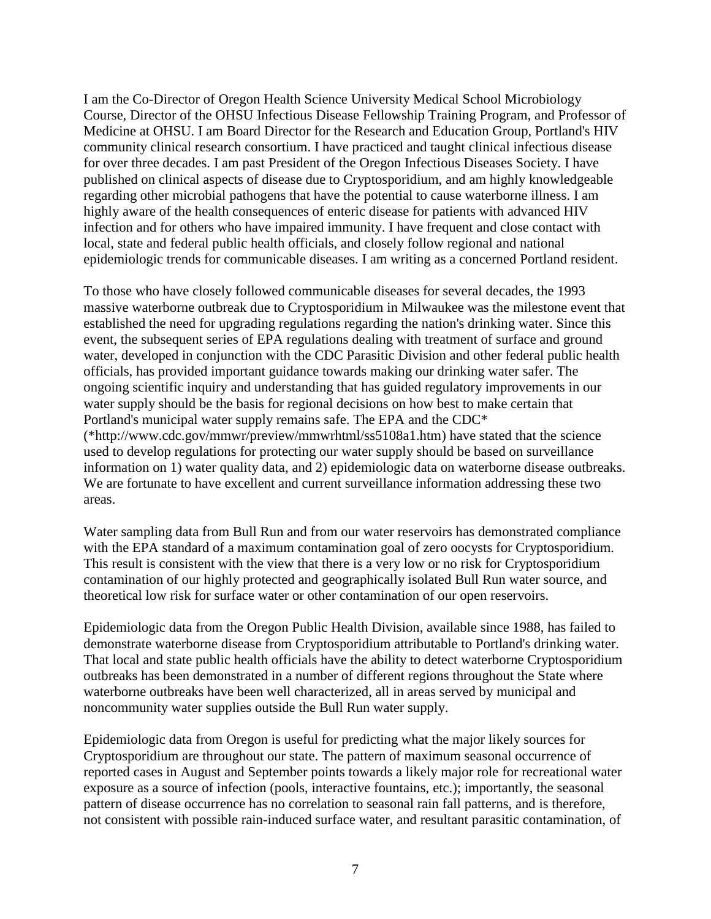I am the Co-Director of Oregon Health Science University Medical School Microbiology Course, Director of the OHSU Infectious Disease Fellowship Training Program, and Professor of Medicine at OHSU. I am Board Director for the Research and Education Group, Portland's HIV community clinical research consortium. I have practiced and taught clinical infectious disease for over three decades. I am past President of the Oregon Infectious Diseases Society. I have published on clinical aspects of disease due to Cryptosporidium, and am highly knowledgeable regarding other microbial pathogens that have the potential to cause waterborne illness. I am highly aware of the health consequences of enteric disease for patients with advanced HIV infection and for others who have impaired immunity. I have frequent and close contact with local, state and federal public health officials, and closely follow regional and national epidemiologic trends for communicable diseases. I am writing as a concerned Portland resident.

To those who have closely followed communicable diseases for several decades, the 1993 massive waterborne outbreak due to Cryptosporidium in Milwaukee was the milestone event that established the need for upgrading regulations regarding the nation's drinking water. Since this event, the subsequent series of EPA regulations dealing with treatment of surface and ground water, developed in conjunction with the CDC Parasitic Division and other federal public health officials, has provided important guidance towards making our drinking water safer. The ongoing scientific inquiry and understanding that has guided regulatory improvements in our water supply should be the basis for regional decisions on how best to make certain that Portland's municipal water supply remains safe. The EPA and the CDC* (*http://www.cdc.gov/mmwr/preview/mmwrhtml/ss5108a1.htm) have stated that the science used to develop regulations for protecting our water supply should be based on surveillance information on 1) water quality data, and 2) epidemiologic data on waterborne disease outbreaks. We are fortunate to have excellent and current surveillance information addressing these two areas.

Water sampling data from Bull Run and from our water reservoirs has demonstrated compliance with the EPA standard of a maximum contamination goal of zero oocysts for Cryptosporidium. This result is consistent with the view that there is a very low or no risk for Cryptosporidium contamination of our highly protected and geographically isolated Bull Run water source, and theoretical low risk for surface water or other contamination of our open reservoirs.

Epidemiologic data from the Oregon Public Health Division, available since 1988, has failed to demonstrate waterborne disease from Cryptosporidium attributable to Portland's drinking water. That local and state public health officials have the ability to detect waterborne Cryptosporidium outbreaks has been demonstrated in a number of different regions throughout the State where waterborne outbreaks have been well characterized, all in areas served by municipal and noncommunity water supplies outside the Bull Run water supply.

Epidemiologic data from Oregon is useful for predicting what the major likely sources for Cryptosporidium are throughout our state. The pattern of maximum seasonal occurrence of reported cases in August and September points towards a likely major role for recreational water exposure as a source of infection (pools, interactive fountains, etc.); importantly, the seasonal pattern of disease occurrence has no correlation to seasonal rain fall patterns, and is therefore, not consistent with possible rain-induced surface water, and resultant parasitic contamination, of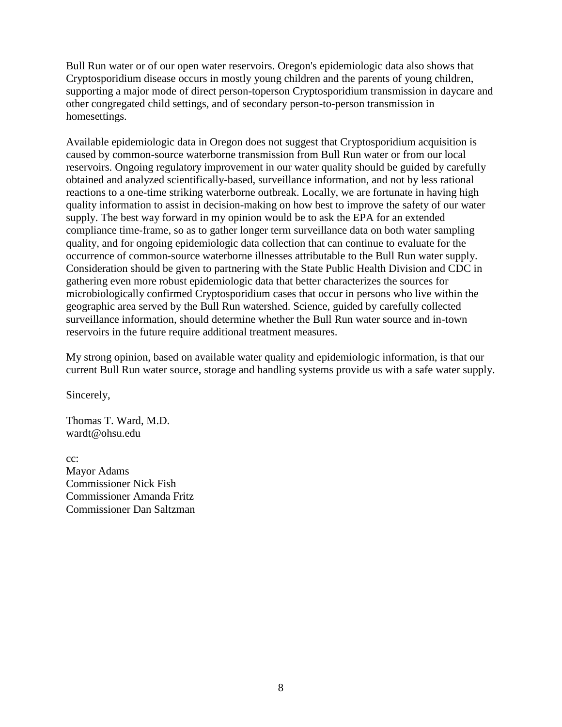Bull Run water or of our open water reservoirs. Oregon's epidemiologic data also shows that Cryptosporidium disease occurs in mostly young children and the parents of young children, supporting a major mode of direct person-toperson Cryptosporidium transmission in daycare and other congregated child settings, and of secondary person-to-person transmission in homesettings.

Available epidemiologic data in Oregon does not suggest that Cryptosporidium acquisition is caused by common-source waterborne transmission from Bull Run water or from our local reservoirs. Ongoing regulatory improvement in our water quality should be guided by carefully obtained and analyzed scientifically-based, surveillance information, and not by less rational reactions to a one-time striking waterborne outbreak. Locally, we are fortunate in having high quality information to assist in decision-making on how best to improve the safety of our water supply. The best way forward in my opinion would be to ask the EPA for an extended compliance time-frame, so as to gather longer term surveillance data on both water sampling quality, and for ongoing epidemiologic data collection that can continue to evaluate for the occurrence of common-source waterborne illnesses attributable to the Bull Run water supply. Consideration should be given to partnering with the State Public Health Division and CDC in gathering even more robust epidemiologic data that better characterizes the sources for microbiologically confirmed Cryptosporidium cases that occur in persons who live within the geographic area served by the Bull Run watershed. Science, guided by carefully collected surveillance information, should determine whether the Bull Run water source and in-town reservoirs in the future require additional treatment measures.

My strong opinion, based on available water quality and epidemiologic information, is that our current Bull Run water source, storage and handling systems provide us with a safe water supply.

Sincerely,

Thomas T. Ward, M.D.
wardt@ohsu.edu

cc:
Mayor Adams
Commissioner Nick Fish
Commissioner Amanda Fritz
Commissioner Dan Saltzman